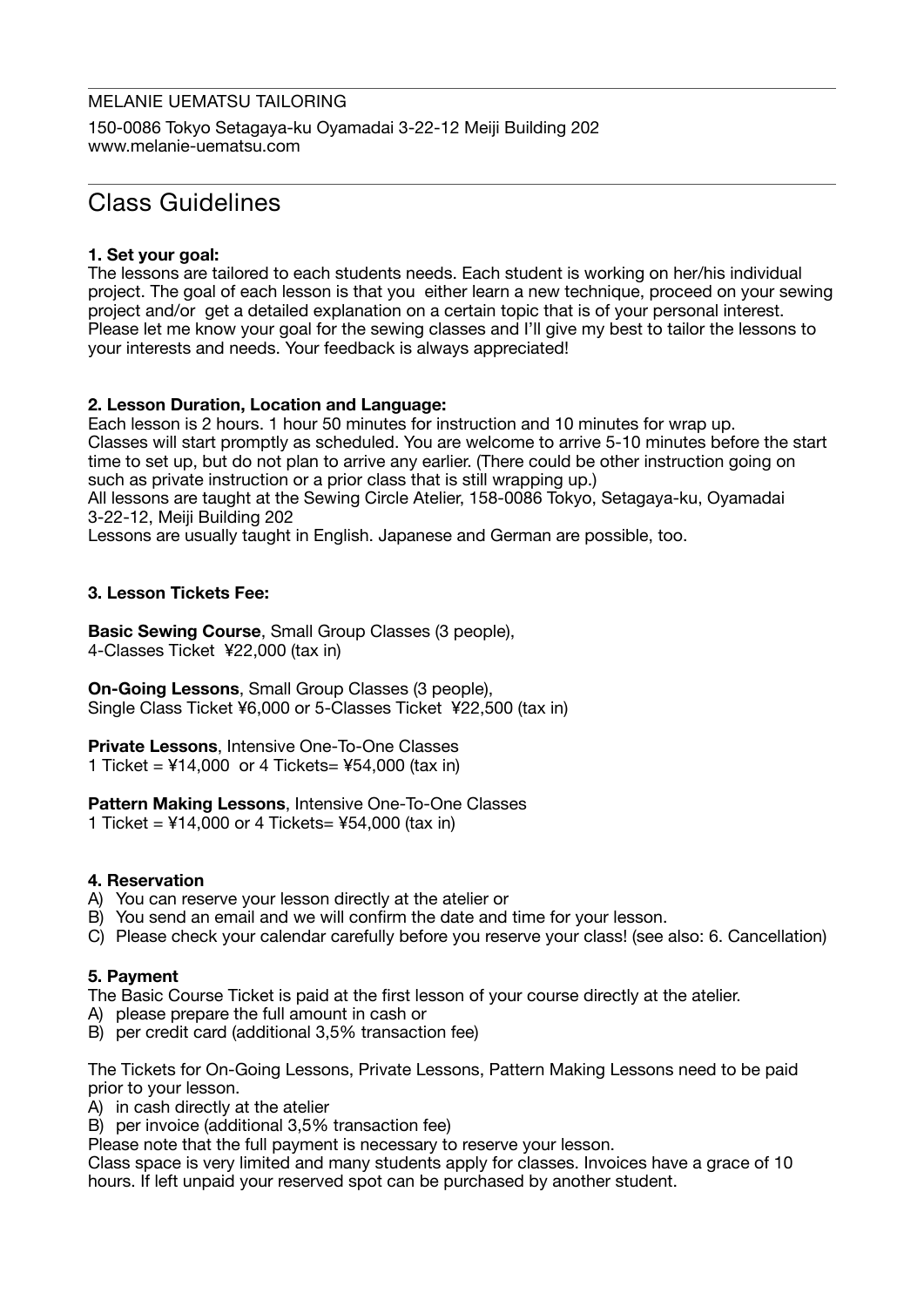MELANIE UEMATSU TAILORING

150-0086 Tokyo Setagaya-ku Oyamadai 3-22-12 Meiji Building 202
www.melanie-uematsu.com

# Class Guidelines

**1. Set your goal:**
The lessons are tailored to each students needs. Each student is working on her/his individual project. The goal of each lesson is that you either learn a new technique, proceed on your sewing project and/or get a detailed explanation on a certain topic that is of your personal interest. Please let me know your goal for the sewing classes and I'll give my best to tailor the lessons to your interests and needs. Your feedback is always appreciated!

**2. Lesson Duration, Location and Language:**
Each lesson is 2 hours. 1 hour 50 minutes for instruction and 10 minutes for wrap up.
Classes will start promptly as scheduled. You are welcome to arrive 5-10 minutes before the start time to set up, but do not plan to arrive any earlier. (There could be other instruction going on such as private instruction or a prior class that is still wrapping up.)
All lessons are taught at the Sewing Circle Atelier, 158-0086 Tokyo, Setagaya-ku, Oyamadai 3-22-12, Meiji Building 202
Lessons are usually taught in English. Japanese and German are possible, too.

**3. Lesson Tickets Fee:**

**Basic Sewing Course**, Small Group Classes (3 people),
4-Classes Ticket ¥22,000 (tax in)

**On-Going Lessons**, Small Group Classes (3 people),
Single Class Ticket ¥6,000 or 5-Classes Ticket ¥22,500 (tax in)

**Private Lessons**, Intensive One-To-One Classes
1 Ticket = ¥14,000 or 4 Tickets= ¥54,000 (tax in)

**Pattern Making Lessons**, Intensive One-To-One Classes
1 Ticket = ¥14,000 or 4 Tickets= ¥54,000 (tax in)

**4. Reservation**

A) You can reserve your lesson directly at the atelier or
B) You send an email and we will confirm the date and time for your lesson.
C) Please check your calendar carefully before you reserve your class! (see also: 6. Cancellation)

**5. Payment**
The Basic Course Ticket is paid at the first lesson of your course directly at the atelier.

A) please prepare the full amount in cash or
B) per credit card (additional 3,5% transaction fee)

The Tickets for On-Going Lessons, Private Lessons, Pattern Making Lessons need to be paid prior to your lesson.

A) in cash directly at the atelier
B) per invoice (additional 3,5% transaction fee)

Please note that the full payment is necessary to reserve your lesson.
Class space is very limited and many students apply for classes. Invoices have a grace of 10 hours. If left unpaid your reserved spot can be purchased by another student.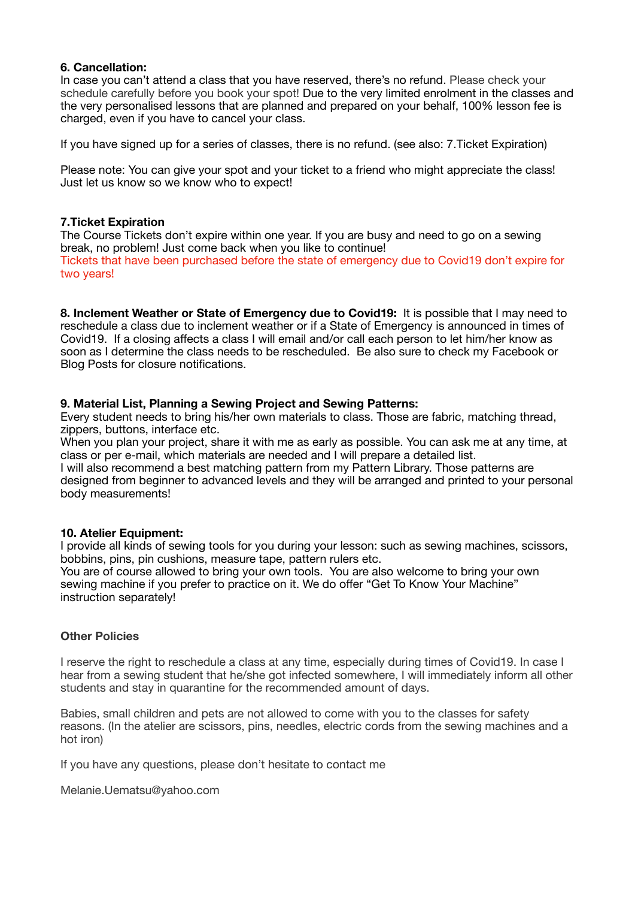**6. Cancellation:**
In case you can't attend a class that you have reserved, there's no refund. Please check your schedule carefully before you book your spot! Due to the very limited enrolment in the classes and the very personalised lessons that are planned and prepared on your behalf, 100% lesson fee is charged, even if you have to cancel your class.

If you have signed up for a series of classes, there is no refund. (see also: 7.Ticket Expiration)

Please note: You can give your spot and your ticket to a friend who might appreciate the class! Just let us know so we know who to expect!

**7.Ticket Expiration**
The Course Tickets don't expire within one year. If you are busy and need to go on a sewing break, no problem! Just come back when you like to continue!
Tickets that have been purchased before the state of emergency due to Covid19 don't expire for two years!

**8. Inclement Weather or State of Emergency due to Covid19:** It is possible that I may need to reschedule a class due to inclement weather or if a State of Emergency is announced in times of Covid19. If a closing affects a class I will email and/or call each person to let him/her know as soon as I determine the class needs to be rescheduled. Be also sure to check my Facebook or Blog Posts for closure notifications.

**9. Material List, Planning a Sewing Project and Sewing Patterns:**
Every student needs to bring his/her own materials to class. Those are fabric, matching thread, zippers, buttons, interface etc.
When you plan your project, share it with me as early as possible. You can ask me at any time, at class or per e-mail, which materials are needed and I will prepare a detailed list.
I will also recommend a best matching pattern from my Pattern Library. Those patterns are designed from beginner to advanced levels and they will be arranged and printed to your personal body measurements!

**10. Atelier Equipment:**
I provide all kinds of sewing tools for you during your lesson: such as sewing machines, scissors, bobbins, pins, pin cushions, measure tape, pattern rulers etc.
You are of course allowed to bring your own tools. You are also welcome to bring your own sewing machine if you prefer to practice on it. We do offer "Get To Know Your Machine" instruction separately!

**Other Policies**

I reserve the right to reschedule a class at any time, especially during times of Covid19. In case I hear from a sewing student that he/she got infected somewhere, I will immediately inform all other students and stay in quarantine for the recommended amount of days.

Babies, small children and pets are not allowed to come with you to the classes for safety reasons. (In the atelier are scissors, pins, needles, electric cords from the sewing machines and a hot iron)

If you have any questions, please don't hesitate to contact me

Melanie.Uematsu@yahoo.com